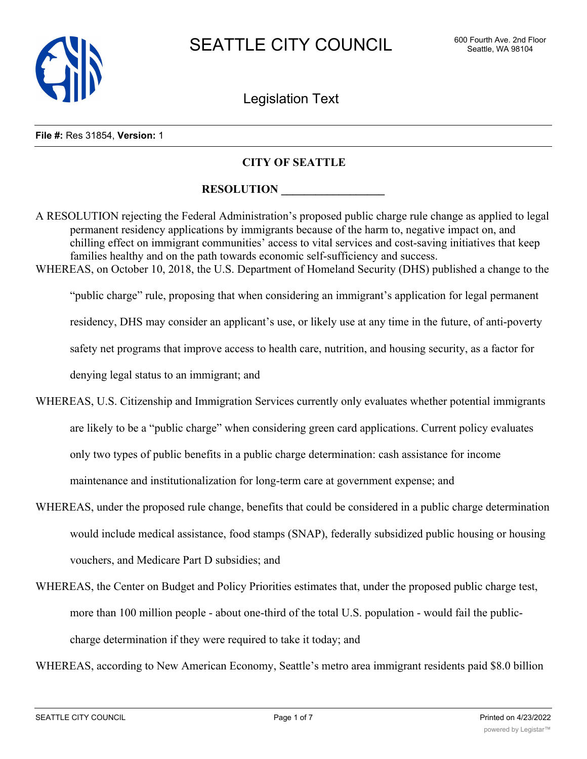**File #:** Res 31854, **Version:** 1

## CITY OF SEATTLE

## RESOLUTION __________________

A RESOLUTION rejecting the Federal Administration's proposed public charge rule change as applied to legal permanent residency applications by immigrants because of the harm to, negative impact on, and chilling effect on immigrant communities' access to vital services and cost-saving initiatives that keep families healthy and on the path towards economic self-sufficiency and success.

WHEREAS, on October 10, 2018, the U.S. Department of Homeland Security (DHS) published a change to the "public charge" rule, proposing that when considering an immigrant's application for legal permanent residency, DHS may consider an applicant's use, or likely use at any time in the future, of anti-poverty safety net programs that improve access to health care, nutrition, and housing security, as a factor for denying legal status to an immigrant; and

WHEREAS, U.S. Citizenship and Immigration Services currently only evaluates whether potential immigrants are likely to be a "public charge" when considering green card applications. Current policy evaluates only two types of public benefits in a public charge determination: cash assistance for income maintenance and institutionalization for long-term care at government expense; and

WHEREAS, under the proposed rule change, benefits that could be considered in a public charge determination would include medical assistance, food stamps (SNAP), federally subsidized public housing or housing vouchers, and Medicare Part D subsidies; and

WHEREAS, the Center on Budget and Policy Priorities estimates that, under the proposed public charge test, more than 100 million people - about one-third of the total U.S. population - would fail the public-charge determination if they were required to take it today; and

WHEREAS, according to New American Economy, Seattle's metro area immigrant residents paid $8.0 billion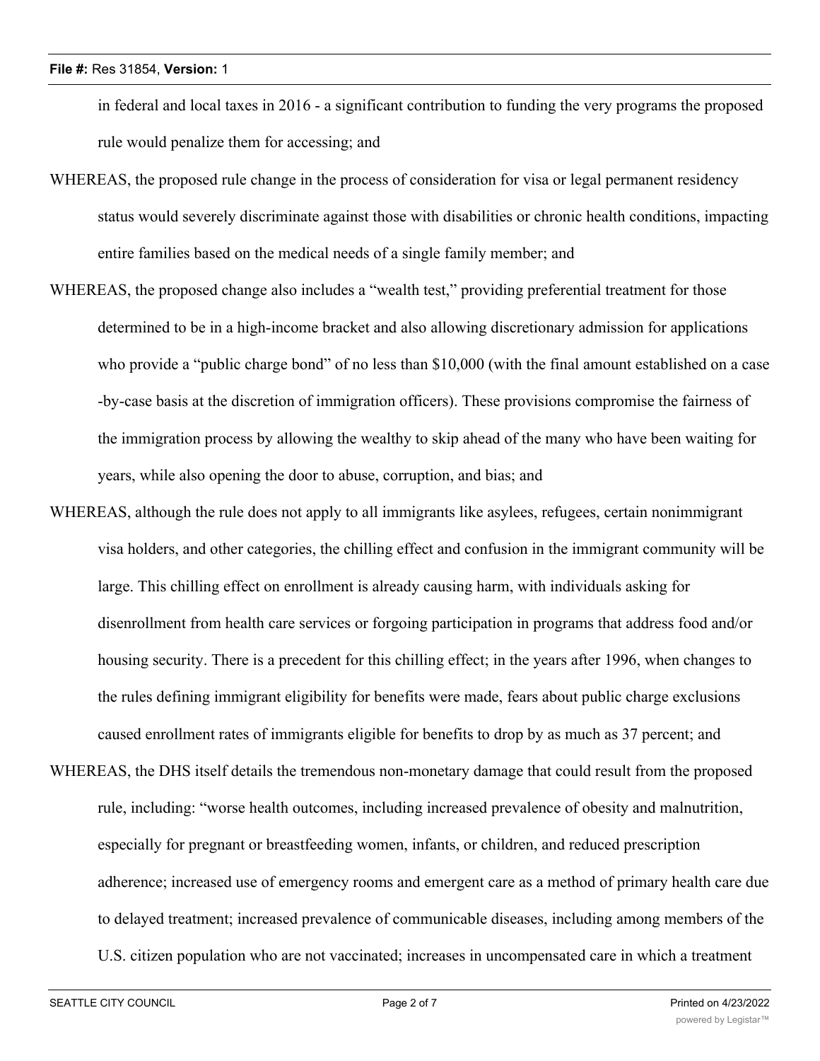in federal and local taxes in 2016 - a significant contribution to funding the very programs the proposed rule would penalize them for accessing; and

WHEREAS, the proposed rule change in the process of consideration for visa or legal permanent residency status would severely discriminate against those with disabilities or chronic health conditions, impacting entire families based on the medical needs of a single family member; and

WHEREAS, the proposed change also includes a "wealth test," providing preferential treatment for those determined to be in a high-income bracket and also allowing discretionary admission for applications who provide a "public charge bond" of no less than $10,000 (with the final amount established on a case-by-case basis at the discretion of immigration officers). These provisions compromise the fairness of the immigration process by allowing the wealthy to skip ahead of the many who have been waiting for years, while also opening the door to abuse, corruption, and bias; and

WHEREAS, although the rule does not apply to all immigrants like asylees, refugees, certain nonimmigrant visa holders, and other categories, the chilling effect and confusion in the immigrant community will be large. This chilling effect on enrollment is already causing harm, with individuals asking for disenrollment from health care services or forgoing participation in programs that address food and/or housing security. There is a precedent for this chilling effect; in the years after 1996, when changes to the rules defining immigrant eligibility for benefits were made, fears about public charge exclusions caused enrollment rates of immigrants eligible for benefits to drop by as much as 37 percent; and

WHEREAS, the DHS itself details the tremendous non-monetary damage that could result from the proposed rule, including: "worse health outcomes, including increased prevalence of obesity and malnutrition, especially for pregnant or breastfeeding women, infants, or children, and reduced prescription adherence; increased use of emergency rooms and emergent care as a method of primary health care due to delayed treatment; increased prevalence of communicable diseases, including among members of the U.S. citizen population who are not vaccinated; increases in uncompensated care in which a treatment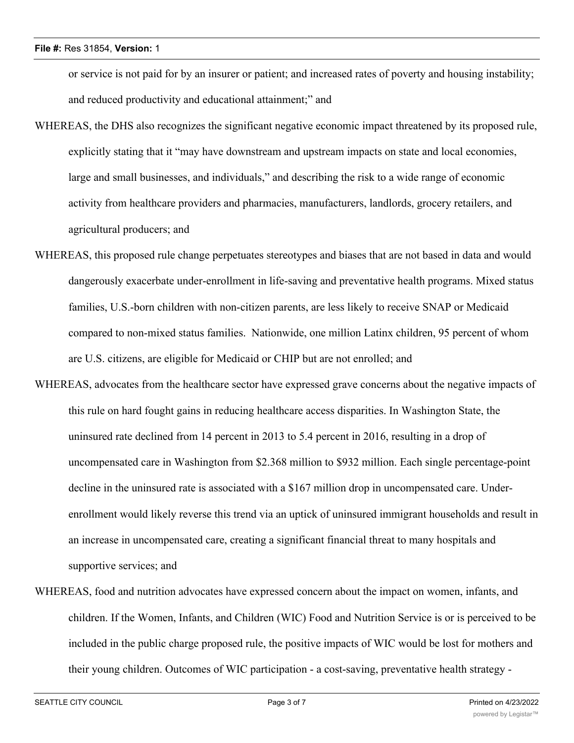or service is not paid for by an insurer or patient; and increased rates of poverty and housing instability; and reduced productivity and educational attainment;" and

WHEREAS, the DHS also recognizes the significant negative economic impact threatened by its proposed rule, explicitly stating that it "may have downstream and upstream impacts on state and local economies, large and small businesses, and individuals," and describing the risk to a wide range of economic activity from healthcare providers and pharmacies, manufacturers, landlords, grocery retailers, and agricultural producers; and

WHEREAS, this proposed rule change perpetuates stereotypes and biases that are not based in data and would dangerously exacerbate under-enrollment in life-saving and preventative health programs. Mixed status families, U.S.-born children with non-citizen parents, are less likely to receive SNAP or Medicaid compared to non-mixed status families. Nationwide, one million Latinx children, 95 percent of whom are U.S. citizens, are eligible for Medicaid or CHIP but are not enrolled; and

WHEREAS, advocates from the healthcare sector have expressed grave concerns about the negative impacts of this rule on hard fought gains in reducing healthcare access disparities. In Washington State, the uninsured rate declined from 14 percent in 2013 to 5.4 percent in 2016, resulting in a drop of uncompensated care in Washington from $2.368 million to $932 million. Each single percentage-point decline in the uninsured rate is associated with a $167 million drop in uncompensated care. Under-enrollment would likely reverse this trend via an uptick of uninsured immigrant households and result in an increase in uncompensated care, creating a significant financial threat to many hospitals and supportive services; and

WHEREAS, food and nutrition advocates have expressed concern about the impact on women, infants, and children. If the Women, Infants, and Children (WIC) Food and Nutrition Service is or is perceived to be included in the public charge proposed rule, the positive impacts of WIC would be lost for mothers and their young children. Outcomes of WIC participation - a cost-saving, preventative health strategy -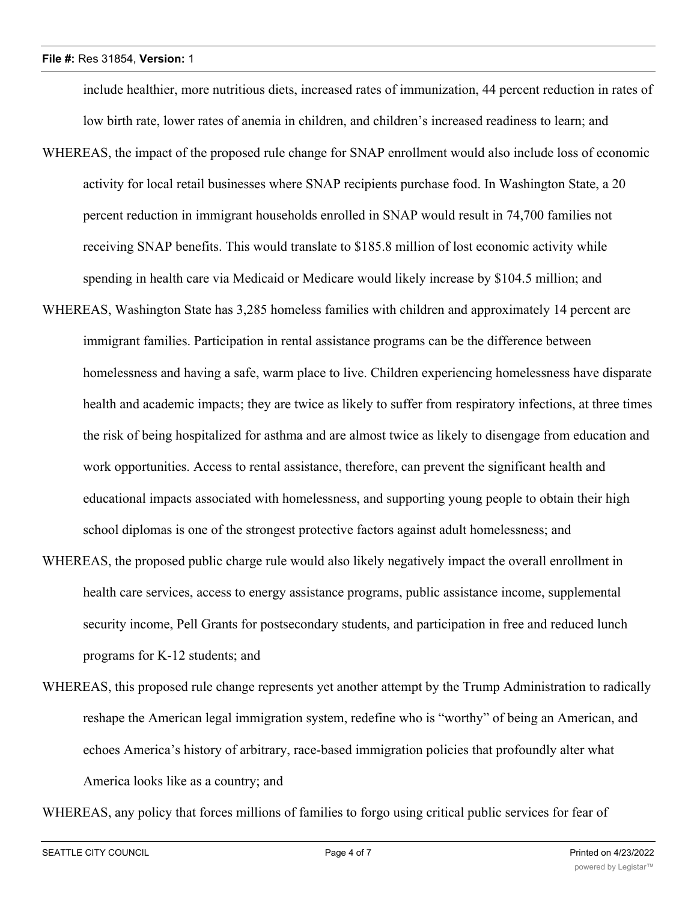include healthier, more nutritious diets, increased rates of immunization, 44 percent reduction in rates of low birth rate, lower rates of anemia in children, and children's increased readiness to learn; and

WHEREAS, the impact of the proposed rule change for SNAP enrollment would also include loss of economic activity for local retail businesses where SNAP recipients purchase food. In Washington State, a 20 percent reduction in immigrant households enrolled in SNAP would result in 74,700 families not receiving SNAP benefits. This would translate to $185.8 million of lost economic activity while spending in health care via Medicaid or Medicare would likely increase by $104.5 million; and

WHEREAS, Washington State has 3,285 homeless families with children and approximately 14 percent are immigrant families. Participation in rental assistance programs can be the difference between homelessness and having a safe, warm place to live. Children experiencing homelessness have disparate health and academic impacts; they are twice as likely to suffer from respiratory infections, at three times the risk of being hospitalized for asthma and are almost twice as likely to disengage from education and work opportunities. Access to rental assistance, therefore, can prevent the significant health and educational impacts associated with homelessness, and supporting young people to obtain their high school diplomas is one of the strongest protective factors against adult homelessness; and

WHEREAS, the proposed public charge rule would also likely negatively impact the overall enrollment in health care services, access to energy assistance programs, public assistance income, supplemental security income, Pell Grants for postsecondary students, and participation in free and reduced lunch programs for K-12 students; and

WHEREAS, this proposed rule change represents yet another attempt by the Trump Administration to radically reshape the American legal immigration system, redefine who is "worthy" of being an American, and echoes America's history of arbitrary, race-based immigration policies that profoundly alter what America looks like as a country; and

WHEREAS, any policy that forces millions of families to forgo using critical public services for fear of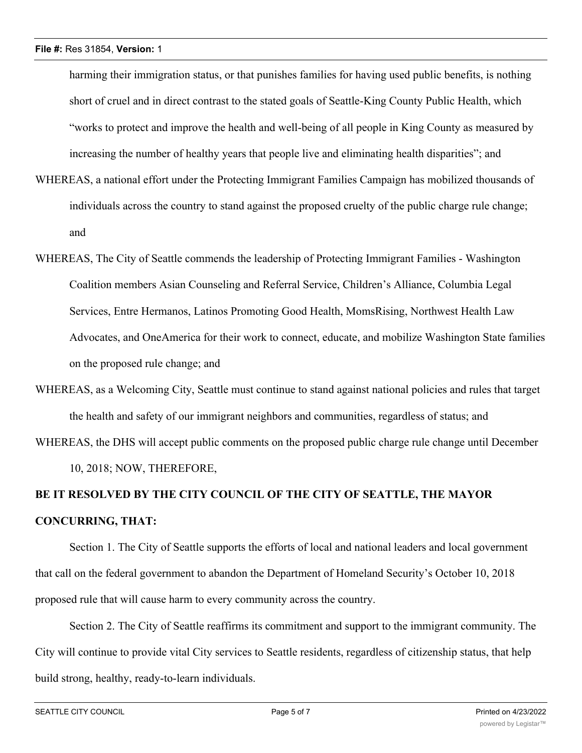harming their immigration status, or that punishes families for having used public benefits, is nothing short of cruel and in direct contrast to the stated goals of Seattle-King County Public Health, which "works to protect and improve the health and well-being of all people in King County as measured by increasing the number of healthy years that people live and eliminating health disparities"; and

WHEREAS, a national effort under the Protecting Immigrant Families Campaign has mobilized thousands of individuals across the country to stand against the proposed cruelty of the public charge rule change; and

WHEREAS, The City of Seattle commends the leadership of Protecting Immigrant Families - Washington Coalition members Asian Counseling and Referral Service, Children's Alliance, Columbia Legal Services, Entre Hermanos, Latinos Promoting Good Health, MomsRising, Northwest Health Law Advocates, and OneAmerica for their work to connect, educate, and mobilize Washington State families on the proposed rule change; and

WHEREAS, as a Welcoming City, Seattle must continue to stand against national policies and rules that target the health and safety of our immigrant neighbors and communities, regardless of status; and

WHEREAS, the DHS will accept public comments on the proposed public charge rule change until December 10, 2018; NOW, THEREFORE,

**BE IT RESOLVED BY THE CITY COUNCIL OF THE CITY OF SEATTLE, THE MAYOR CONCURRING, THAT:**

Section 1. The City of Seattle supports the efforts of local and national leaders and local government that call on the federal government to abandon the Department of Homeland Security's October 10, 2018 proposed rule that will cause harm to every community across the country.

Section 2. The City of Seattle reaffirms its commitment and support to the immigrant community. The City will continue to provide vital City services to Seattle residents, regardless of citizenship status, that help build strong, healthy, ready-to-learn individuals.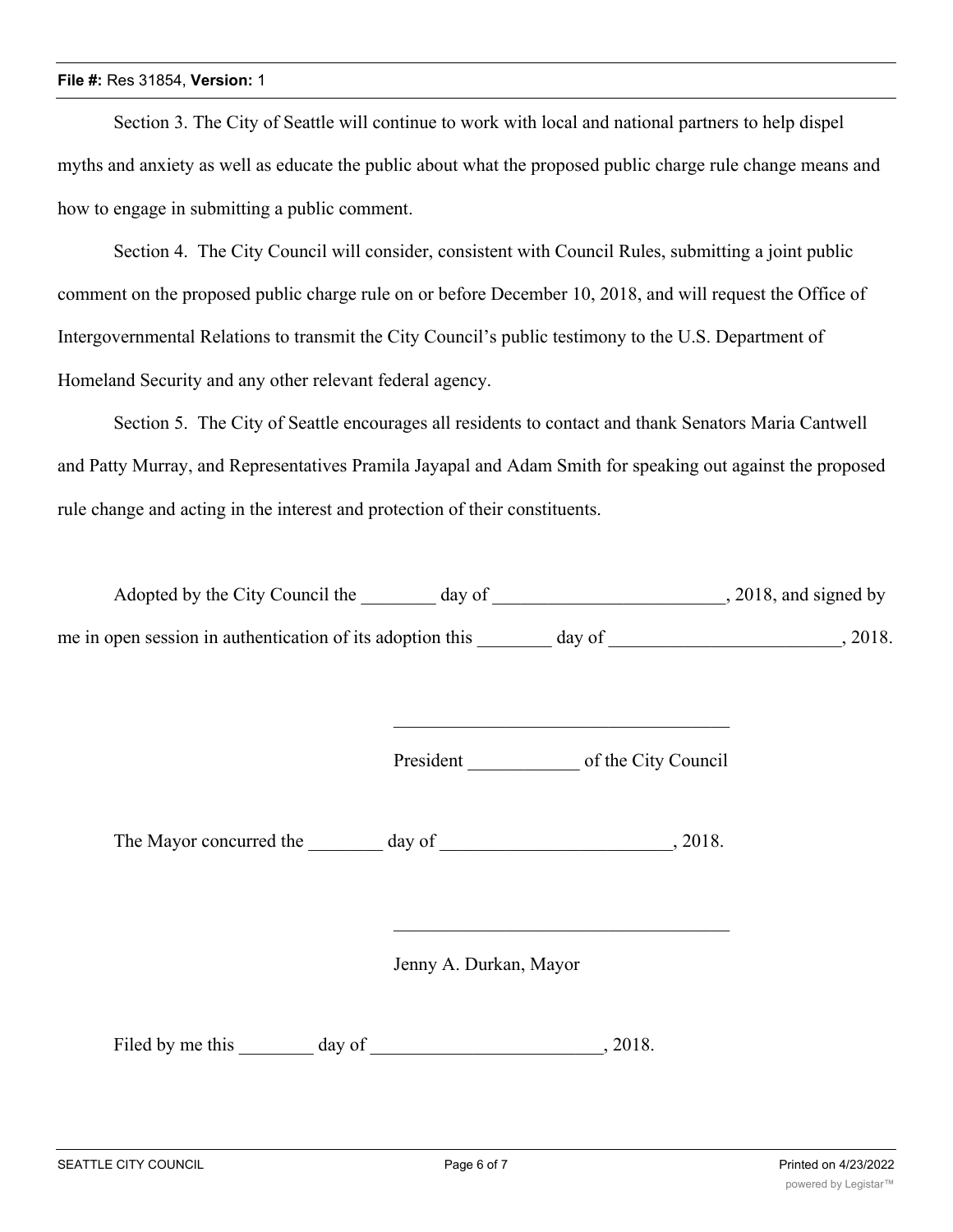Section 3. The City of Seattle will continue to work with local and national partners to help dispel myths and anxiety as well as educate the public about what the proposed public charge rule change means and how to engage in submitting a public comment.

Section 4. The City Council will consider, consistent with Council Rules, submitting a joint public comment on the proposed public charge rule on or before December 10, 2018, and will request the Office of Intergovernmental Relations to transmit the City Council's public testimony to the U.S. Department of Homeland Security and any other relevant federal agency.

Section 5. The City of Seattle encourages all residents to contact and thank Senators Maria Cantwell and Patty Murray, and Representatives Pramila Jayapal and Adam Smith for speaking out against the proposed rule change and acting in the interest and protection of their constituents.

Adopted by the City Council the ________ day of _________________________, 2018, and signed by me in open session in authentication of its adoption this ________ day of _________________________, 2018.

____________________________________

President ____________ of the City Council

The Mayor concurred the ________ day of _________________________, 2018.

____________________________________

Jenny A. Durkan, Mayor

Filed by me this ________ day of _________________________, 2018.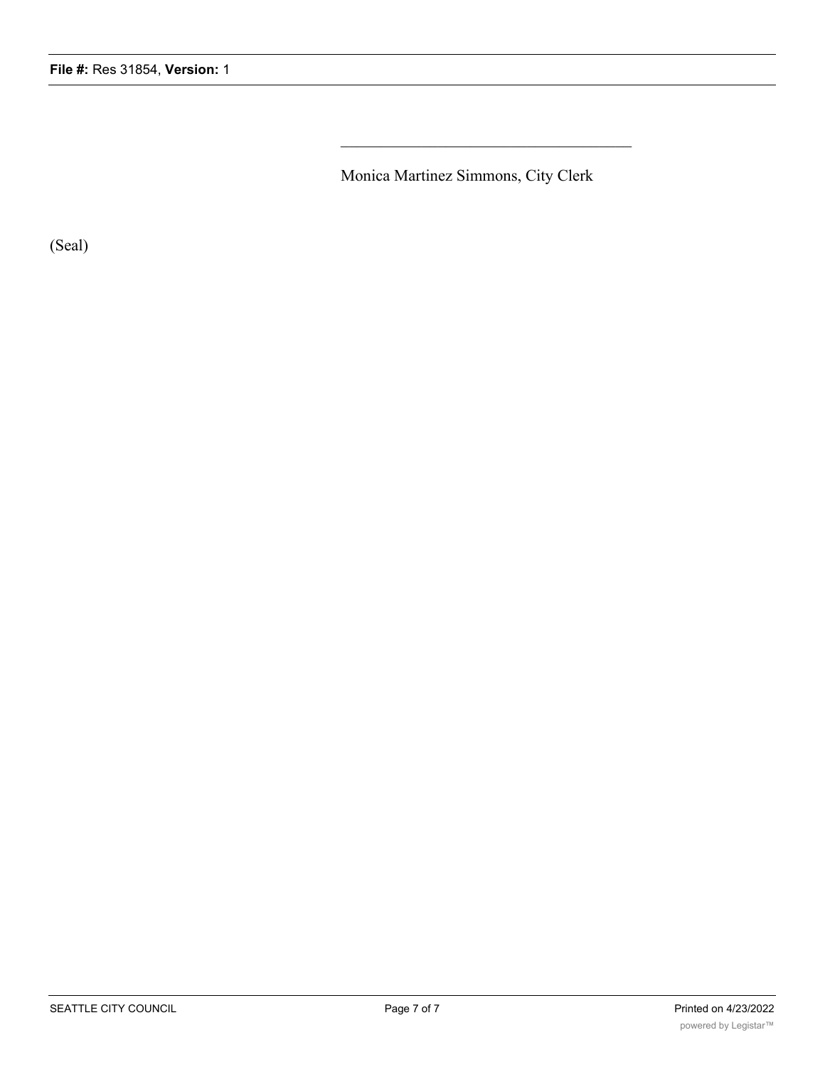\_\_\_\_\_\_\_\_\_\_\_\_\_\_\_\_\_\_\_\_\_\_\_\_\_\_\_\_\_\_\_\_\_\_\_\_\_\_\_

Monica Martinez Simmons, City Clerk

(Seal)